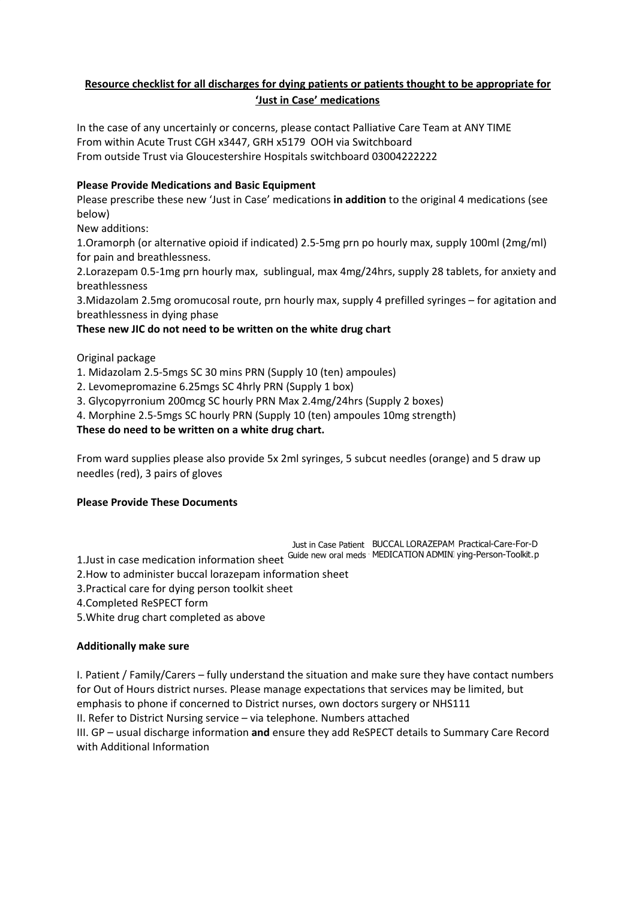**<u>Resource checklist for all discharges for dying patients or patients thought to be appropriate for 'Just in Case' medications</u>**

In the case of any uncertainly or concerns, please contact Palliative Care Team at ANY TIME
From within Acute Trust CGH x3447, GRH x5179 OOH via Switchboard
From outside Trust via Gloucestershire Hospitals switchboard 03004222222

**Please Provide Medications and Basic Equipment**

Please prescribe these new 'Just in Case' medications **in addition** to the original 4 medications (see below)

New additions:

1.Oramorph (or alternative opioid if indicated) 2.5-5mg prn po hourly max, supply 100ml (2mg/ml) for pain and breathlessness.

2.Lorazepam 0.5-1mg prn hourly max, sublingual, max 4mg/24hrs, supply 28 tablets, for anxiety and breathlessness

3.Midazolam 2.5mg oromucosal route, prn hourly max, supply 4 prefilled syringes – for agitation and breathlessness in dying phase

**These new JIC do not need to be written on the white drug chart**

Original package

1. Midazolam 2.5-5mgs SC 30 mins PRN (Supply 10 (ten) ampoules)
2. Levomepromazine 6.25mgs SC 4hrly PRN (Supply 1 box)
3. Glycopyrronium 200mcg SC hourly PRN Max 2.4mg/24hrs (Supply 2 boxes)
4. Morphine 2.5-5mgs SC hourly PRN (Supply 10 (ten) ampoules 10mg strength)

**These do need to be written on a white drug chart.**

From ward supplies please also provide 5x 2ml syringes, 5 subcut needles (orange) and 5 draw up needles (red), 3 pairs of gloves

**Please Provide These Documents**

Just in Case Patient Guide new oral meds | BUCCAL LORAZEPAM MEDICATION ADMIN | Practical-Care-For-Dying-Person-Toolkit.p

1.Just in case medication information sheet
2.How to administer buccal lorazepam information sheet
3.Practical care for dying person toolkit sheet
4.Completed ReSPECT form
5.White drug chart completed as above

**Additionally make sure**

I. Patient / Family/Carers – fully understand the situation and make sure they have contact numbers for Out of Hours district nurses. Please manage expectations that services may be limited, but emphasis to phone if concerned to District nurses, own doctors surgery or NHS111

II. Refer to District Nursing service – via telephone. Numbers attached

III. GP – usual discharge information **and** ensure they add ReSPECT details to Summary Care Record with Additional Information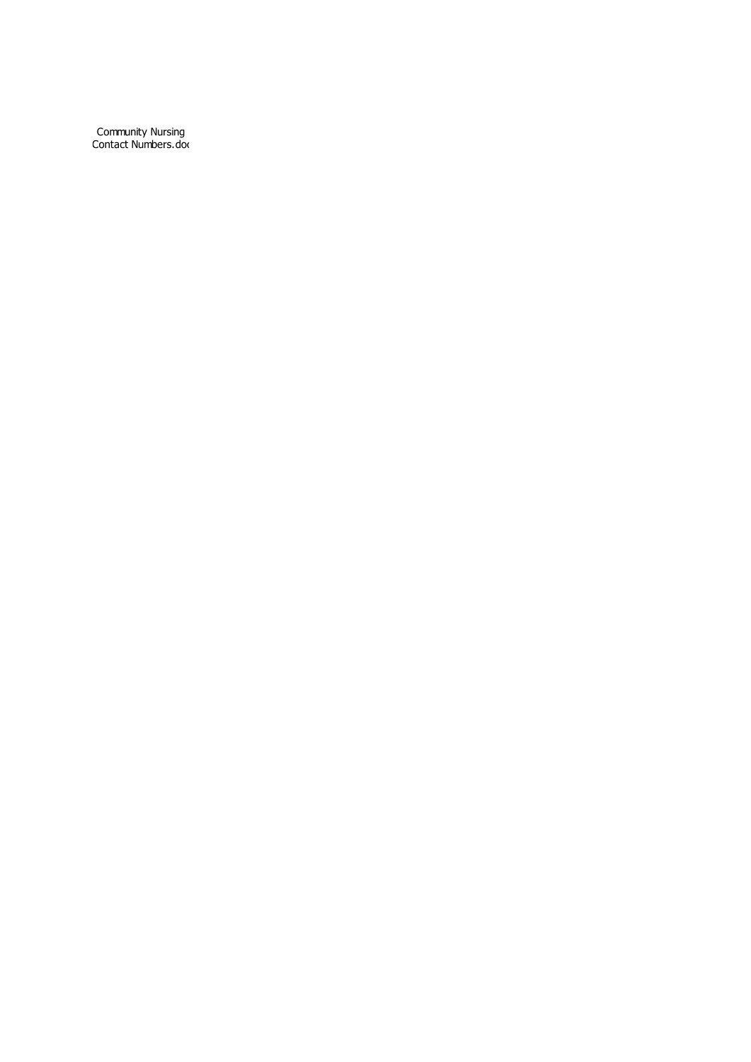Community Nursing
Contact Numbers.doc